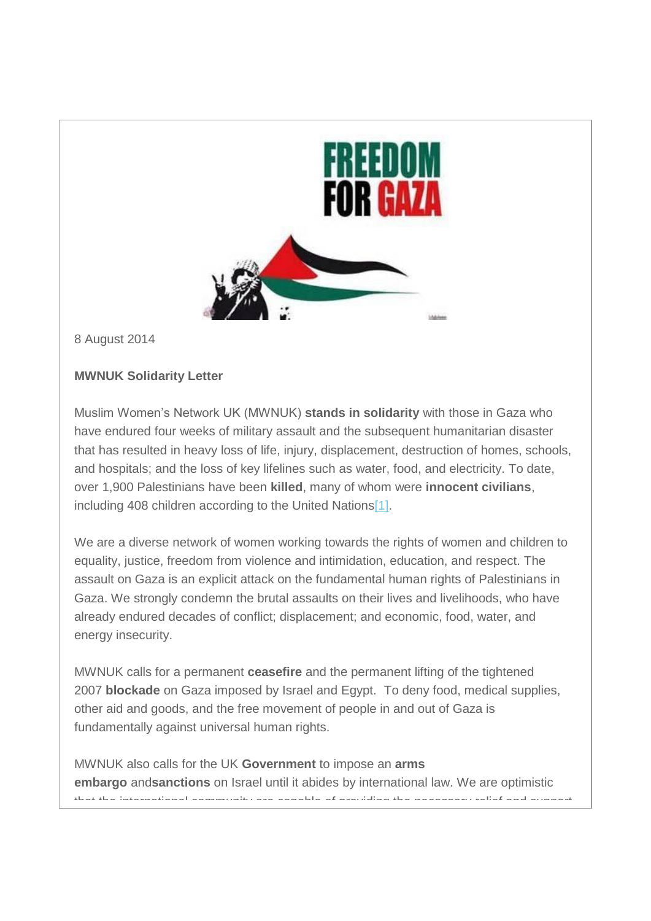8 August 2014

**MWNUK Solidarity Letter**

Muslim Women's Network UK (MWNUK) **stands in solidarity** with those in Gaza who have endured four weeks of military assault and the subsequent humanitarian disaster that has resulted in heavy loss of life, injury, displacement, destruction of homes, schools, and hospitals; and the loss of key lifelines such as water, food, and electricity. To date, over 1,900 Palestinians have been **killed**, many of whom were **innocent civilians**, including 408 children according to the United Nations[1].

We are a diverse network of women working towards the rights of women and children to equality, justice, freedom from violence and intimidation, education, and respect. The assault on Gaza is an explicit attack on the fundamental human rights of Palestinians in Gaza. We strongly condemn the brutal assaults on their lives and livelihoods, who have already endured decades of conflict; displacement; and economic, food, water, and energy insecurity.

MWNUK calls for a permanent **ceasefire** and the permanent lifting of the tightened 2007 **blockade** on Gaza imposed by Israel and Egypt. To deny food, medical supplies, other aid and goods, and the free movement of people in and out of Gaza is fundamentally against universal human rights.

MWNUK also calls for the UK **Government** to impose an **arms embargo** and **sanctions** on Israel until it abides by international law. We are optimistic that the international community are capable of providing the necessary relief and support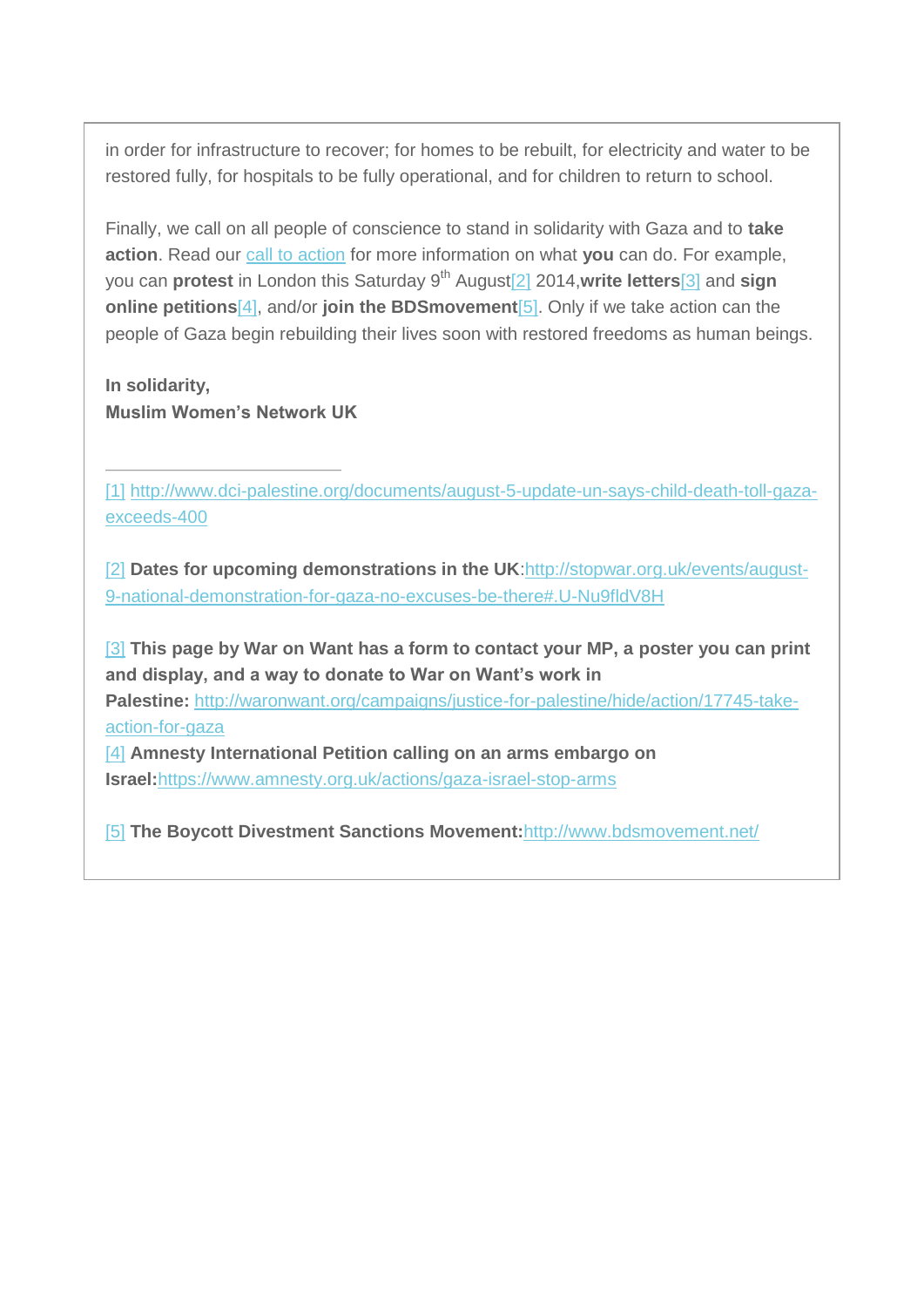in order for infrastructure to recover; for homes to be rebuilt, for electricity and water to be restored fully, for hospitals to be fully operational, and for children to return to school.

Finally, we call on all people of conscience to stand in solidarity with Gaza and to **take action**. Read our call to action for more information on what **you** can do. For example, you can **protest** in London this Saturday 9th August[2] 2014,**write letters**[3] and **sign online petitions**[4], and/or **join the BDSmovement**[5]. Only if we take action can the people of Gaza begin rebuilding their lives soon with restored freedoms as human beings.

**In solidarity,**
**Muslim Women's Network UK**

---

[1] http://www.dci-palestine.org/documents/august-5-update-un-says-child-death-toll-gaza-exceeds-400

[2] **Dates for upcoming demonstrations in the UK**:http://stopwar.org.uk/events/august-9-national-demonstration-for-gaza-no-excuses-be-there#.U-Nu9fldV8H

[3] **This page by War on Want has a form to contact your MP, a poster you can print and display, and a way to donate to War on Want's work in Palestine:** http://waronwant.org/campaigns/justice-for-palestine/hide/action/17745-take-action-for-gaza

[4] **Amnesty International Petition calling on an arms embargo on Israel:**https://www.amnesty.org.uk/actions/gaza-israel-stop-arms

[5] **The Boycott Divestment Sanctions Movement:**http://www.bdsmovement.net/